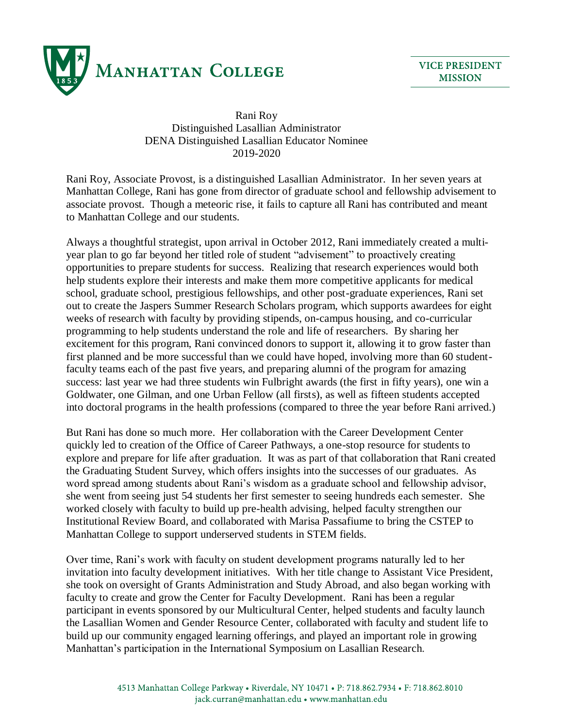**MANHATTAN COLLEGE**

**VICE PRESIDENT MISSION**

Rani Roy
Distinguished Lasallian Administrator
DENA Distinguished Lasallian Educator Nominee
2019-2020

Rani Roy, Associate Provost, is a distinguished Lasallian Administrator. In her seven years at Manhattan College, Rani has gone from director of graduate school and fellowship advisement to associate provost. Though a meteoric rise, it fails to capture all Rani has contributed and meant to Manhattan College and our students.

Always a thoughtful strategist, upon arrival in October 2012, Rani immediately created a multi-year plan to go far beyond her titled role of student "advisement" to proactively creating opportunities to prepare students for success. Realizing that research experiences would both help students explore their interests and make them more competitive applicants for medical school, graduate school, prestigious fellowships, and other post-graduate experiences, Rani set out to create the Jaspers Summer Research Scholars program, which supports awardees for eight weeks of research with faculty by providing stipends, on-campus housing, and co-curricular programming to help students understand the role and life of researchers. By sharing her excitement for this program, Rani convinced donors to support it, allowing it to grow faster than first planned and be more successful than we could have hoped, involving more than 60 student-faculty teams each of the past five years, and preparing alumni of the program for amazing success: last year we had three students win Fulbright awards (the first in fifty years), one win a Goldwater, one Gilman, and one Urban Fellow (all firsts), as well as fifteen students accepted into doctoral programs in the health professions (compared to three the year before Rani arrived.)

But Rani has done so much more. Her collaboration with the Career Development Center quickly led to creation of the Office of Career Pathways, a one-stop resource for students to explore and prepare for life after graduation. It was as part of that collaboration that Rani created the Graduating Student Survey, which offers insights into the successes of our graduates. As word spread among students about Rani's wisdom as a graduate school and fellowship advisor, she went from seeing just 54 students her first semester to seeing hundreds each semester. She worked closely with faculty to build up pre-health advising, helped faculty strengthen our Institutional Review Board, and collaborated with Marisa Passafiume to bring the CSTEP to Manhattan College to support underserved students in STEM fields.

Over time, Rani's work with faculty on student development programs naturally led to her invitation into faculty development initiatives. With her title change to Assistant Vice President, she took on oversight of Grants Administration and Study Abroad, and also began working with faculty to create and grow the Center for Faculty Development. Rani has been a regular participant in events sponsored by our Multicultural Center, helped students and faculty launch the Lasallian Women and Gender Resource Center, collaborated with faculty and student life to build up our community engaged learning offerings, and played an important role in growing Manhattan's participation in the International Symposium on Lasallian Research.

4513 Manhattan College Parkway • Riverdale, NY 10471 • P: 718.862.7934 • F: 718.862.8010
jack.curran@manhattan.edu • www.manhattan.edu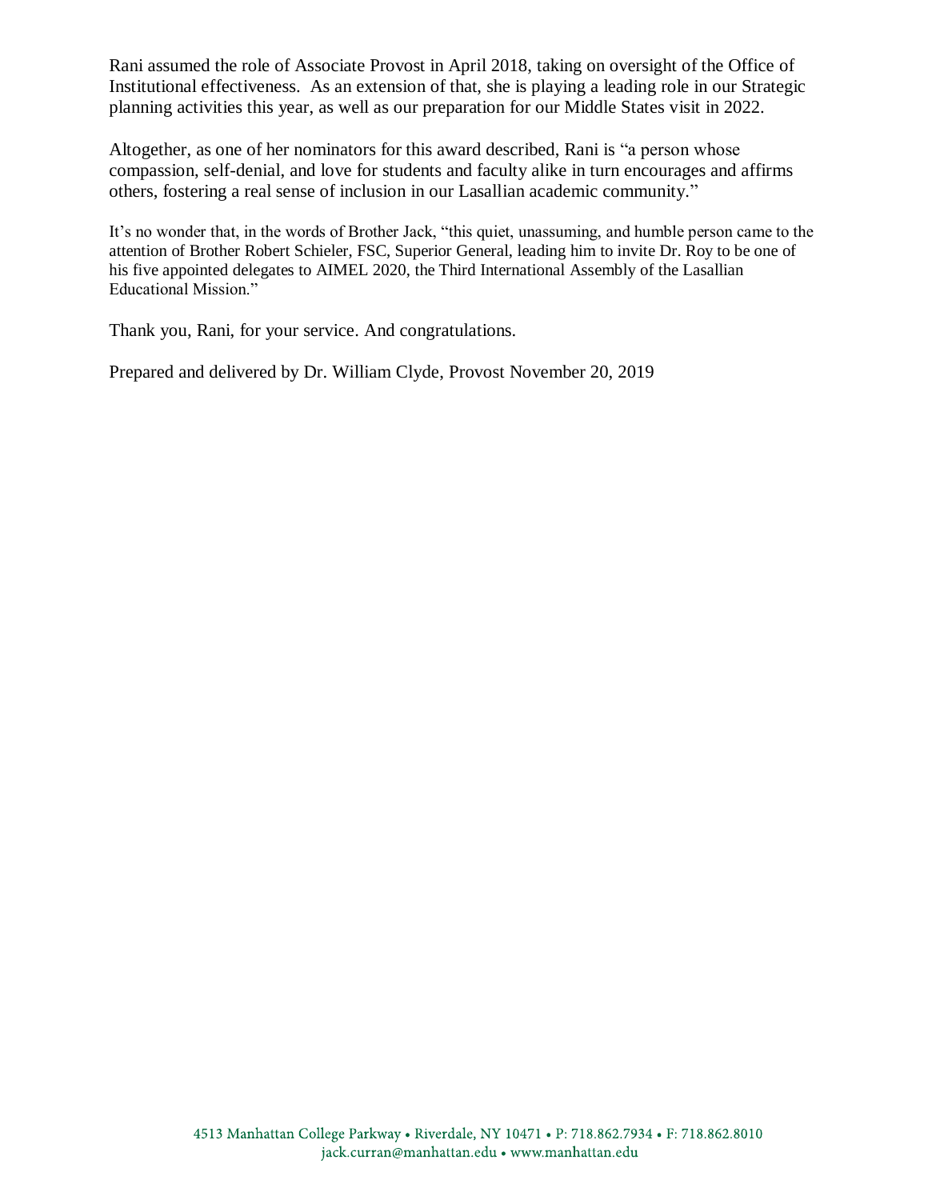Rani assumed the role of Associate Provost in April 2018, taking on oversight of the Office of Institutional effectiveness. As an extension of that, she is playing a leading role in our Strategic planning activities this year, as well as our preparation for our Middle States visit in 2022.

Altogether, as one of her nominators for this award described, Rani is "a person whose compassion, self-denial, and love for students and faculty alike in turn encourages and affirms others, fostering a real sense of inclusion in our Lasallian academic community."

It's no wonder that, in the words of Brother Jack, "this quiet, unassuming, and humble person came to the attention of Brother Robert Schieler, FSC, Superior General, leading him to invite Dr. Roy to be one of his five appointed delegates to AIMEL 2020, the Third International Assembly of the Lasallian Educational Mission."

Thank you, Rani, for your service. And congratulations.

Prepared and delivered by Dr. William Clyde, Provost November 20, 2019

4513 Manhattan College Parkway • Riverdale, NY 10471 • P: 718.862.7934 • F: 718.862.8010
jack.curran@manhattan.edu • www.manhattan.edu